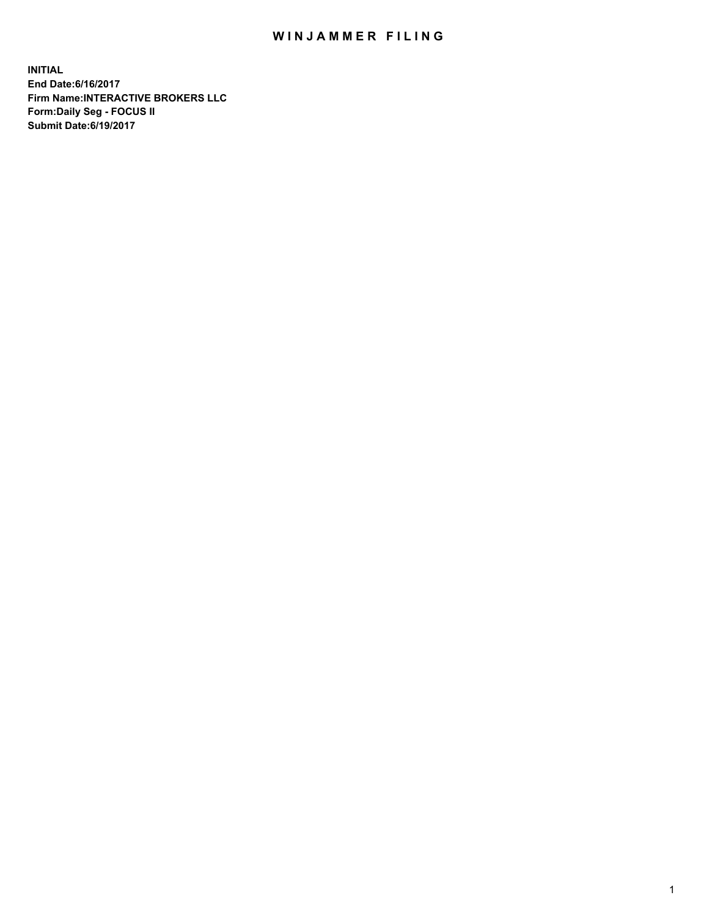# WINJAMMER FILING

**INITIAL**
**End Date:6/16/2017**
**Firm Name:INTERACTIVE BROKERS LLC**
**Form:Daily Seg - FOCUS II**
**Submit Date:6/19/2017**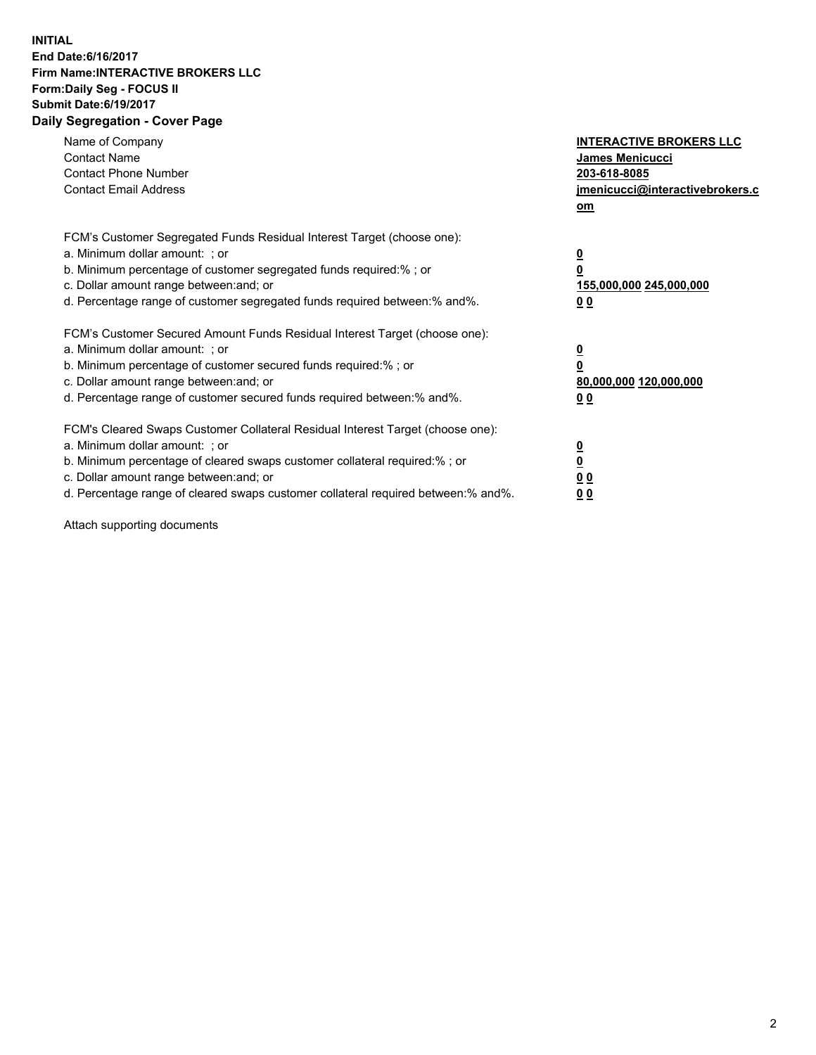**INITIAL**
**End Date:6/16/2017**
**Firm Name:INTERACTIVE BROKERS LLC**
**Form:Daily Seg - FOCUS II**
**Submit Date:6/19/2017**
**Daily Segregation - Cover Page**

| | |
|---|---|
| Name of Company | **INTERACTIVE BROKERS LLC** |
| Contact Name | **James Menicucci** |
| Contact Phone Number | **203-618-8085** |
| Contact Email Address | **jmenicucci@interactivebrokers.com** |

FCM's Customer Segregated Funds Residual Interest Target (choose one):

| | |
|---|---|
| a. Minimum dollar amount: ; or | **0** |
| b. Minimum percentage of customer segregated funds required:% ; or | **0** |
| c. Dollar amount range between:and; or | **155,000,000 245,000,000** |
| d. Percentage range of customer segregated funds required between:% and%. | **0 0** |

FCM's Customer Secured Amount Funds Residual Interest Target (choose one):

| | |
|---|---|
| a. Minimum dollar amount: ; or | **0** |
| b. Minimum percentage of customer secured funds required:% ; or | **0** |
| c. Dollar amount range between:and; or | **80,000,000 120,000,000** |
| d. Percentage range of customer secured funds required between:% and%. | **0 0** |

FCM's Cleared Swaps Customer Collateral Residual Interest Target (choose one):

| | |
|---|---|
| a. Minimum dollar amount: ; or | **0** |
| b. Minimum percentage of cleared swaps customer collateral required:% ; or | **0** |
| c. Dollar amount range between:and; or | **0 0** |
| d. Percentage range of cleared swaps customer collateral required between:% and%. | **0 0** |

Attach supporting documents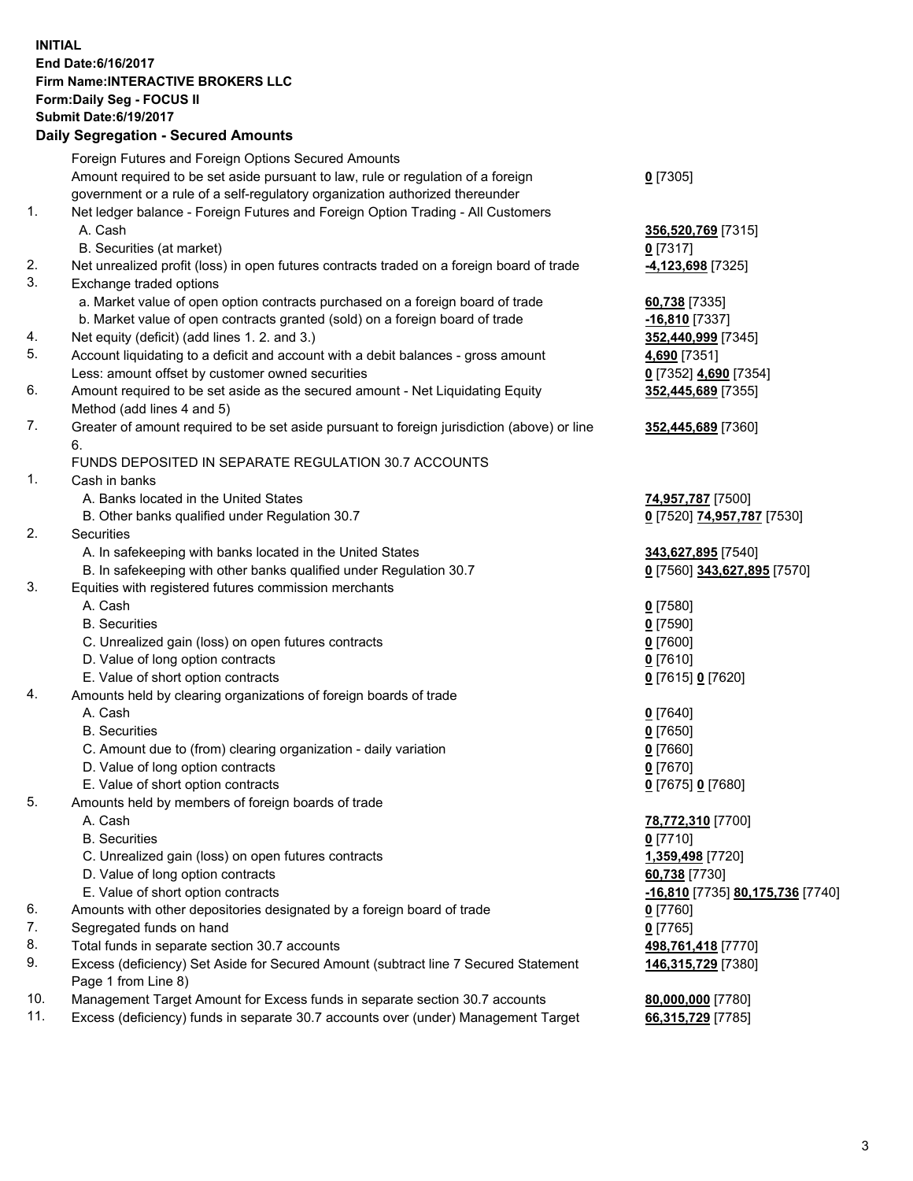**INITIAL**
**End Date:6/16/2017**
**Firm Name:INTERACTIVE BROKERS LLC**
**Form:Daily Seg - FOCUS II**
**Submit Date:6/19/2017**

## Daily Segregation - Secured Amounts

| | | |
|---|---|---|
| | Foreign Futures and Foreign Options Secured Amounts | |
| | Amount required to be set aside pursuant to law, rule or regulation of a foreign government or a rule of a self-regulatory organization authorized thereunder | **0** [7305] |
| 1. | Net ledger balance - Foreign Futures and Foreign Option Trading - All Customers | |
| | A. Cash | **356,520,769** [7315] |
| | B. Securities (at market) | **0** [7317] |
| 2. | Net unrealized profit (loss) in open futures contracts traded on a foreign board of trade | **-4,123,698** [7325] |
| 3. | Exchange traded options | |
| | a. Market value of open option contracts purchased on a foreign board of trade | **60,738** [7335] |
| | b. Market value of open contracts granted (sold) on a foreign board of trade | **-16,810** [7337] |
| 4. | Net equity (deficit) (add lines 1. 2. and 3.) | **352,440,999** [7345] |
| 5. | Account liquidating to a deficit and account with a debit balances - gross amount | **4,690** [7351] |
| | Less: amount offset by customer owned securities | **0** [7352] **4,690** [7354] |
| 6. | Amount required to be set aside as the secured amount - Net Liquidating Equity Method (add lines 4 and 5) | **352,445,689** [7355] |
| 7. | Greater of amount required to be set aside pursuant to foreign jurisdiction (above) or line 6. | **352,445,689** [7360] |
| | FUNDS DEPOSITED IN SEPARATE REGULATION 30.7 ACCOUNTS | |
| 1. | Cash in banks | |
| | A. Banks located in the United States | **74,957,787** [7500] |
| | B. Other banks qualified under Regulation 30.7 | **0** [7520] **74,957,787** [7530] |
| 2. | Securities | |
| | A. In safekeeping with banks located in the United States | **343,627,895** [7540] |
| | B. In safekeeping with other banks qualified under Regulation 30.7 | **0** [7560] **343,627,895** [7570] |
| 3. | Equities with registered futures commission merchants | |
| | A. Cash | **0** [7580] |
| | B. Securities | **0** [7590] |
| | C. Unrealized gain (loss) on open futures contracts | **0** [7600] |
| | D. Value of long option contracts | **0** [7610] |
| | E. Value of short option contracts | **0** [7615] **0** [7620] |
| 4. | Amounts held by clearing organizations of foreign boards of trade | |
| | A. Cash | **0** [7640] |
| | B. Securities | **0** [7650] |
| | C. Amount due to (from) clearing organization - daily variation | **0** [7660] |
| | D. Value of long option contracts | **0** [7670] |
| | E. Value of short option contracts | **0** [7675] **0** [7680] |
| 5. | Amounts held by members of foreign boards of trade | |
| | A. Cash | **78,772,310** [7700] |
| | B. Securities | **0** [7710] |
| | C. Unrealized gain (loss) on open futures contracts | **1,359,498** [7720] |
| | D. Value of long option contracts | **60,738** [7730] |
| | E. Value of short option contracts | **-16,810** [7735] **80,175,736** [7740] |
| 6. | Amounts with other depositories designated by a foreign board of trade | **0** [7760] |
| 7. | Segregated funds on hand | **0** [7765] |
| 8. | Total funds in separate section 30.7 accounts | **498,761,418** [7770] |
| 9. | Excess (deficiency) Set Aside for Secured Amount (subtract line 7 Secured Statement Page 1 from Line 8) | **146,315,729** [7380] |
| 10. | Management Target Amount for Excess funds in separate section 30.7 accounts | **80,000,000** [7780] |
| 11. | Excess (deficiency) funds in separate 30.7 accounts over (under) Management Target | **66,315,729** [7785] |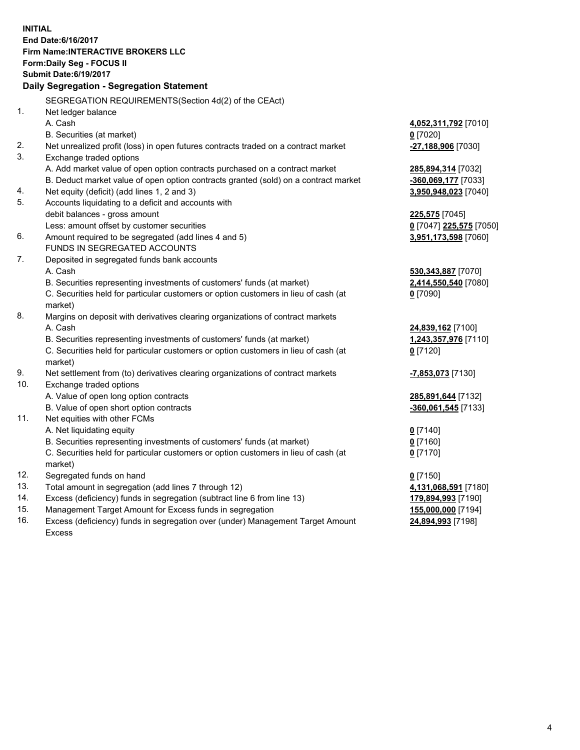**INITIAL**
**End Date:6/16/2017**
**Firm Name:INTERACTIVE BROKERS LLC**
**Form:Daily Seg - FOCUS II**
**Submit Date:6/19/2017**

**Daily Segregation - Segregation Statement**

| | | |
|---|---|---|
| | SEGREGATION REQUIREMENTS(Section 4d(2) of the CEAct) | |
| 1. | Net ledger balance | |
| | A. Cash | **4,052,311,792** [7010] |
| | B. Securities (at market) | **0** [7020] |
| 2. | Net unrealized profit (loss) in open futures contracts traded on a contract market | **-27,188,906** [7030] |
| 3. | Exchange traded options | |
| | A. Add market value of open option contracts purchased on a contract market | **285,894,314** [7032] |
| | B. Deduct market value of open option contracts granted (sold) on a contract market | **-360,069,177** [7033] |
| 4. | Net equity (deficit) (add lines 1, 2 and 3) | **3,950,948,023** [7040] |
| 5. | Accounts liquidating to a deficit and accounts with | |
| | debit balances - gross amount | **225,575** [7045] |
| | Less: amount offset by customer securities | **0** [7047] **225,575** [7050] |
| 6. | Amount required to be segregated (add lines 4 and 5) | **3,951,173,598** [7060] |
| | FUNDS IN SEGREGATED ACCOUNTS | |
| 7. | Deposited in segregated funds bank accounts | |
| | A. Cash | **530,343,887** [7070] |
| | B. Securities representing investments of customers' funds (at market) | **2,414,550,540** [7080] |
| | C. Securities held for particular customers or option customers in lieu of cash (at market) | **0** [7090] |
| 8. | Margins on deposit with derivatives clearing organizations of contract markets | |
| | A. Cash | **24,839,162** [7100] |
| | B. Securities representing investments of customers' funds (at market) | **1,243,357,976** [7110] |
| | C. Securities held for particular customers or option customers in lieu of cash (at market) | **0** [7120] |
| 9. | Net settlement from (to) derivatives clearing organizations of contract markets | **-7,853,073** [7130] |
| 10. | Exchange traded options | |
| | A. Value of open long option contracts | **285,891,644** [7132] |
| | B. Value of open short option contracts | **-360,061,545** [7133] |
| 11. | Net equities with other FCMs | |
| | A. Net liquidating equity | **0** [7140] |
| | B. Securities representing investments of customers' funds (at market) | **0** [7160] |
| | C. Securities held for particular customers or option customers in lieu of cash (at market) | **0** [7170] |
| 12. | Segregated funds on hand | **0** [7150] |
| 13. | Total amount in segregation (add lines 7 through 12) | **4,131,068,591** [7180] |
| 14. | Excess (deficiency) funds in segregation (subtract line 6 from line 13) | **179,894,993** [7190] |
| 15. | Management Target Amount for Excess funds in segregation | **155,000,000** [7194] |
| 16. | Excess (deficiency) funds in segregation over (under) Management Target Amount Excess | **24,894,993** [7198] |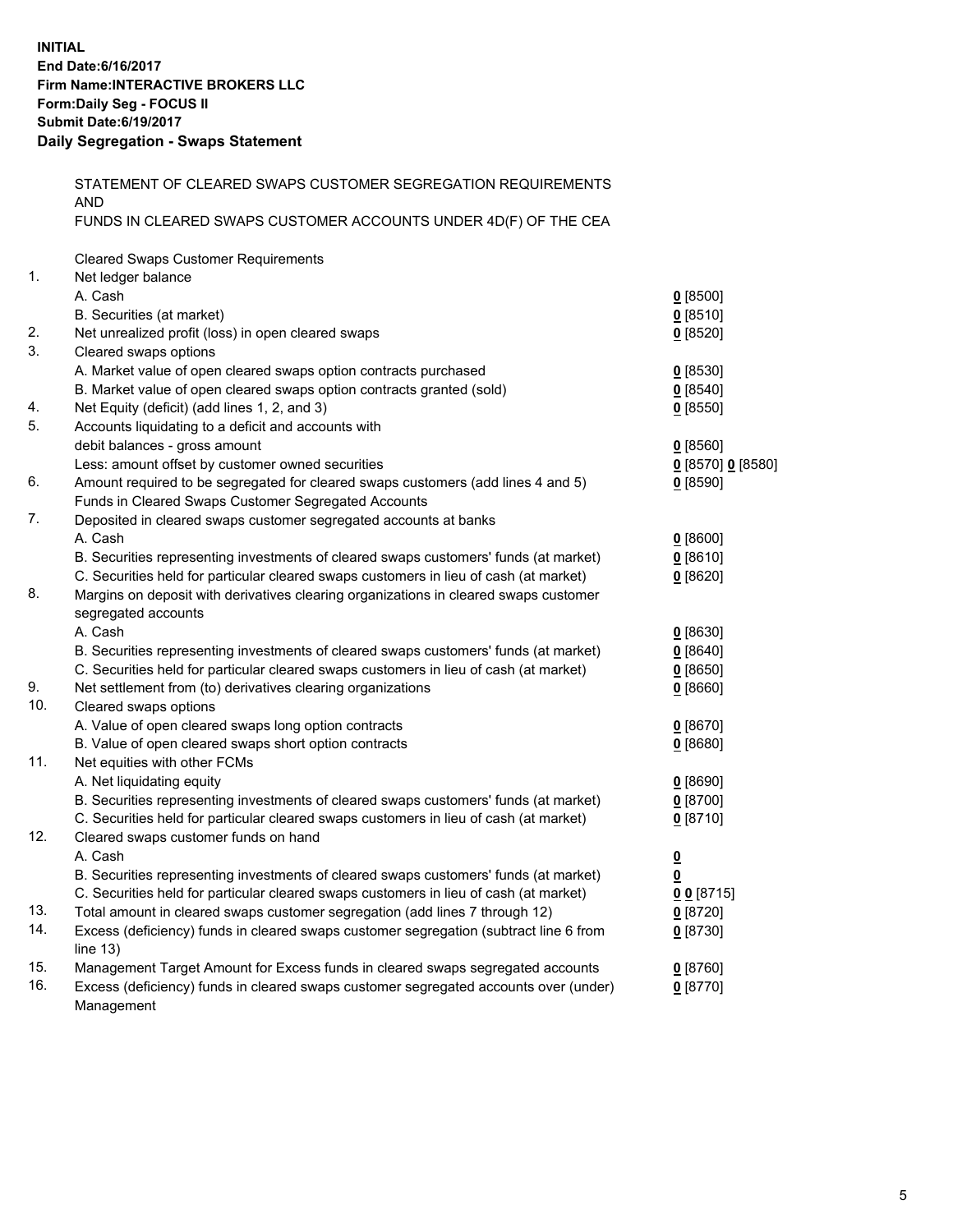**INITIAL**
**End Date:6/16/2017**
**Firm Name:INTERACTIVE BROKERS LLC**
**Form:Daily Seg - FOCUS II**
**Submit Date:6/19/2017**
**Daily Segregation - Swaps Statement**

STATEMENT OF CLEARED SWAPS CUSTOMER SEGREGATION REQUIREMENTS AND FUNDS IN CLEARED SWAPS CUSTOMER ACCOUNTS UNDER 4D(F) OF THE CEA

| | | |
|---|---|---|
| | Cleared Swaps Customer Requirements | |
| 1. | Net ledger balance | |
| | A. Cash | 0 [8500] |
| | B. Securities (at market) | 0 [8510] |
| 2. | Net unrealized profit (loss) in open cleared swaps | 0 [8520] |
| 3. | Cleared swaps options | |
| | A. Market value of open cleared swaps option contracts purchased | 0 [8530] |
| | B. Market value of open cleared swaps option contracts granted (sold) | 0 [8540] |
| 4. | Net Equity (deficit) (add lines 1, 2, and 3) | 0 [8550] |
| 5. | Accounts liquidating to a deficit and accounts with debit balances - gross amount | 0 [8560] |
| | Less: amount offset by customer owned securities | 0 [8570] 0 [8580] |
| 6. | Amount required to be segregated for cleared swaps customers (add lines 4 and 5) | 0 [8590] |
| | Funds in Cleared Swaps Customer Segregated Accounts | |
| 7. | Deposited in cleared swaps customer segregated accounts at banks | |
| | A. Cash | 0 [8600] |
| | B. Securities representing investments of cleared swaps customers' funds (at market) | 0 [8610] |
| | C. Securities held for particular cleared swaps customers in lieu of cash (at market) | 0 [8620] |
| 8. | Margins on deposit with derivatives clearing organizations in cleared swaps customer segregated accounts | |
| | A. Cash | 0 [8630] |
| | B. Securities representing investments of cleared swaps customers' funds (at market) | 0 [8640] |
| | C. Securities held for particular cleared swaps customers in lieu of cash (at market) | 0 [8650] |
| 9. | Net settlement from (to) derivatives clearing organizations | 0 [8660] |
| 10. | Cleared swaps options | |
| | A. Value of open cleared swaps long option contracts | 0 [8670] |
| | B. Value of open cleared swaps short option contracts | 0 [8680] |
| 11. | Net equities with other FCMs | |
| | A. Net liquidating equity | 0 [8690] |
| | B. Securities representing investments of cleared swaps customers' funds (at market) | 0 [8700] |
| | C. Securities held for particular cleared swaps customers in lieu of cash (at market) | 0 [8710] |
| 12. | Cleared swaps customer funds on hand | |
| | A. Cash | 0 |
| | B. Securities representing investments of cleared swaps customers' funds (at market) | 0 |
| | C. Securities held for particular cleared swaps customers in lieu of cash (at market) | 0 0 [8715] |
| 13. | Total amount in cleared swaps customer segregation (add lines 7 through 12) | 0 [8720] |
| 14. | Excess (deficiency) funds in cleared swaps customer segregation (subtract line 6 from line 13) | 0 [8730] |
| 15. | Management Target Amount for Excess funds in cleared swaps segregated accounts | 0 [8760] |
| 16. | Excess (deficiency) funds in cleared swaps customer segregated accounts over (under) Management | 0 [8770] |